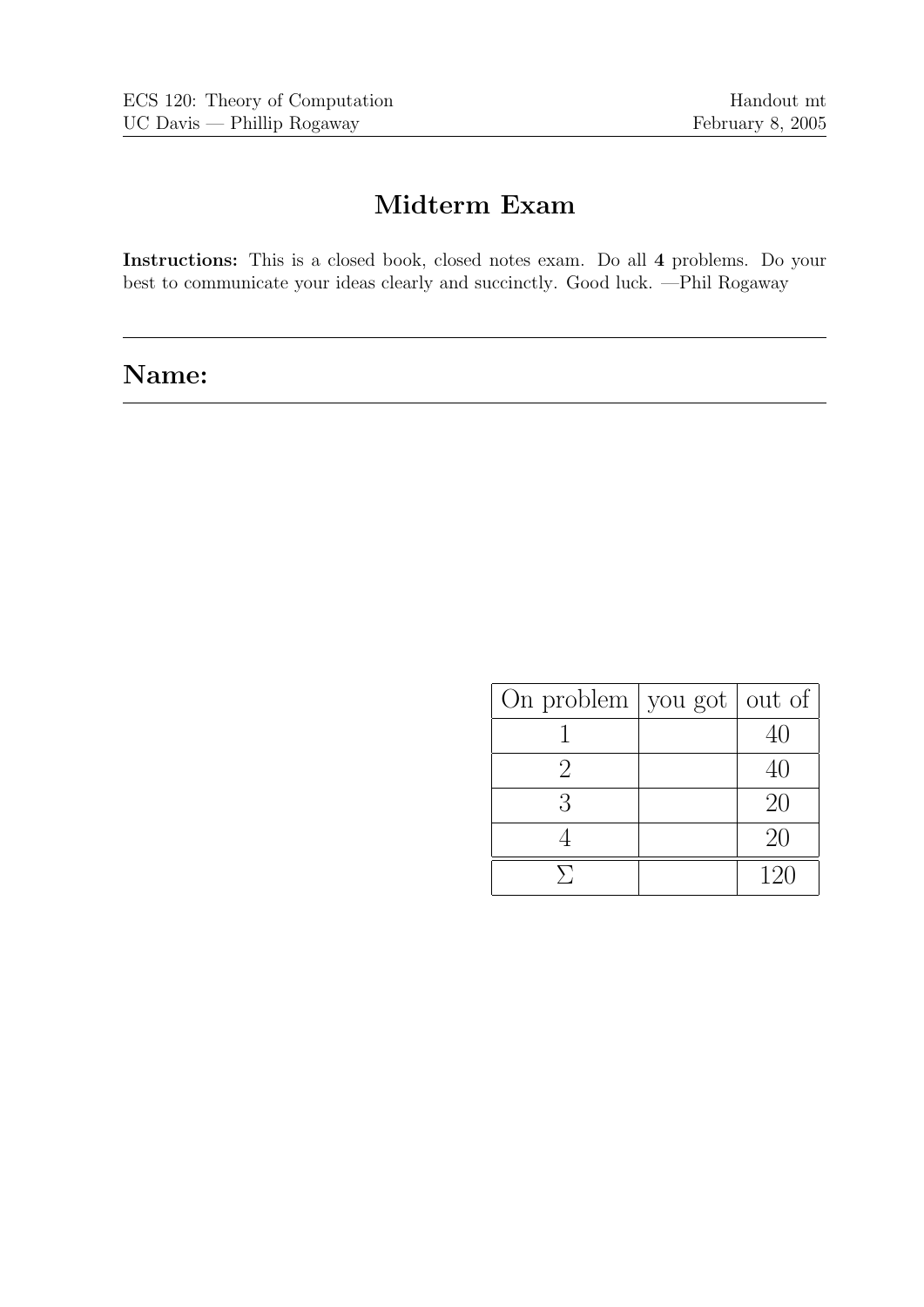ECS 120: Theory of Computation
UC Davis — Phillip Rogaway

Handout mt
February 8, 2005

# Midterm Exam

**Instructions:** This is a closed book, closed notes exam. Do all **4** problems. Do your best to communicate your ideas clearly and succinctly. Good luck. —Phil Rogaway

---

## Name:

---

| On problem | you got | out of |
|---|---|---|
| 1 | | 40 |
| 2 | | 40 |
| 3 | | 20 |
| 4 | | 20 |
| $\Sigma$ | | 120 |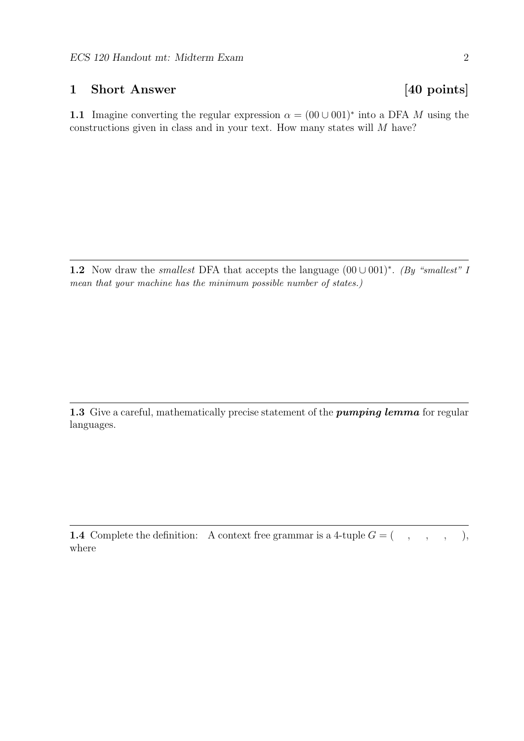## 1 Short Answer [40 points]

**1.1** Imagine converting the regular expression $\alpha = (00 \cup 001)^*$ into a DFA $M$ using the constructions given in class and in your text. How many states will $M$ have?

---

**1.2** Now draw the *smallest* DFA that accepts the language $(00 \cup 001)^*$. *(By "smallest" I mean that your machine has the minimum possible number of states.)*

---

**1.3** Give a careful, mathematically precise statement of the ***pumping lemma*** for regular languages.

---

**1.4** Complete the definition: A context free grammar is a 4-tuple $G = ( \quad , \quad , \quad , \quad )$, where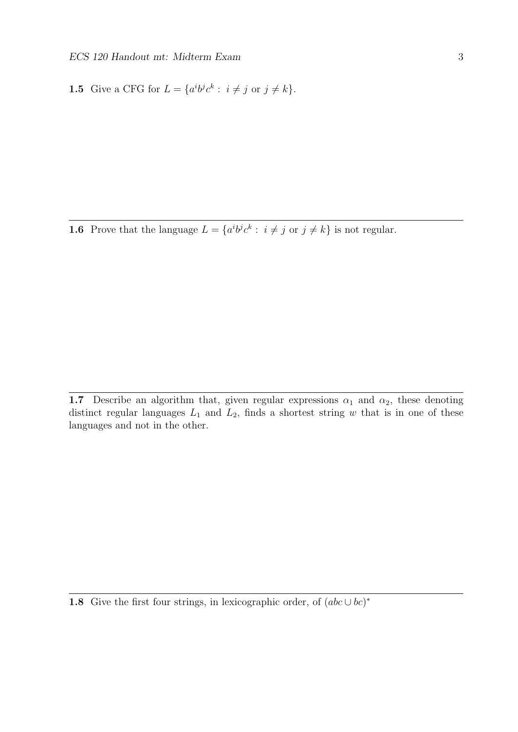**1.5** Give a CFG for $L = \{a^i b^j c^k : \ i \neq j \text{ or } j \neq k\}$.

---

**1.6** Prove that the language $L = \{a^i b^j c^k : \ i \neq j \text{ or } j \neq k\}$ is not regular.

---

**1.7** Describe an algorithm that, given regular expressions $\alpha_1$ and $\alpha_2$, these denoting distinct regular languages $L_1$ and $L_2$, finds a shortest string $w$ that is in one of these languages and not in the other.

---

**1.8** Give the first four strings, in lexicographic order, of $(abc \cup bc)^*$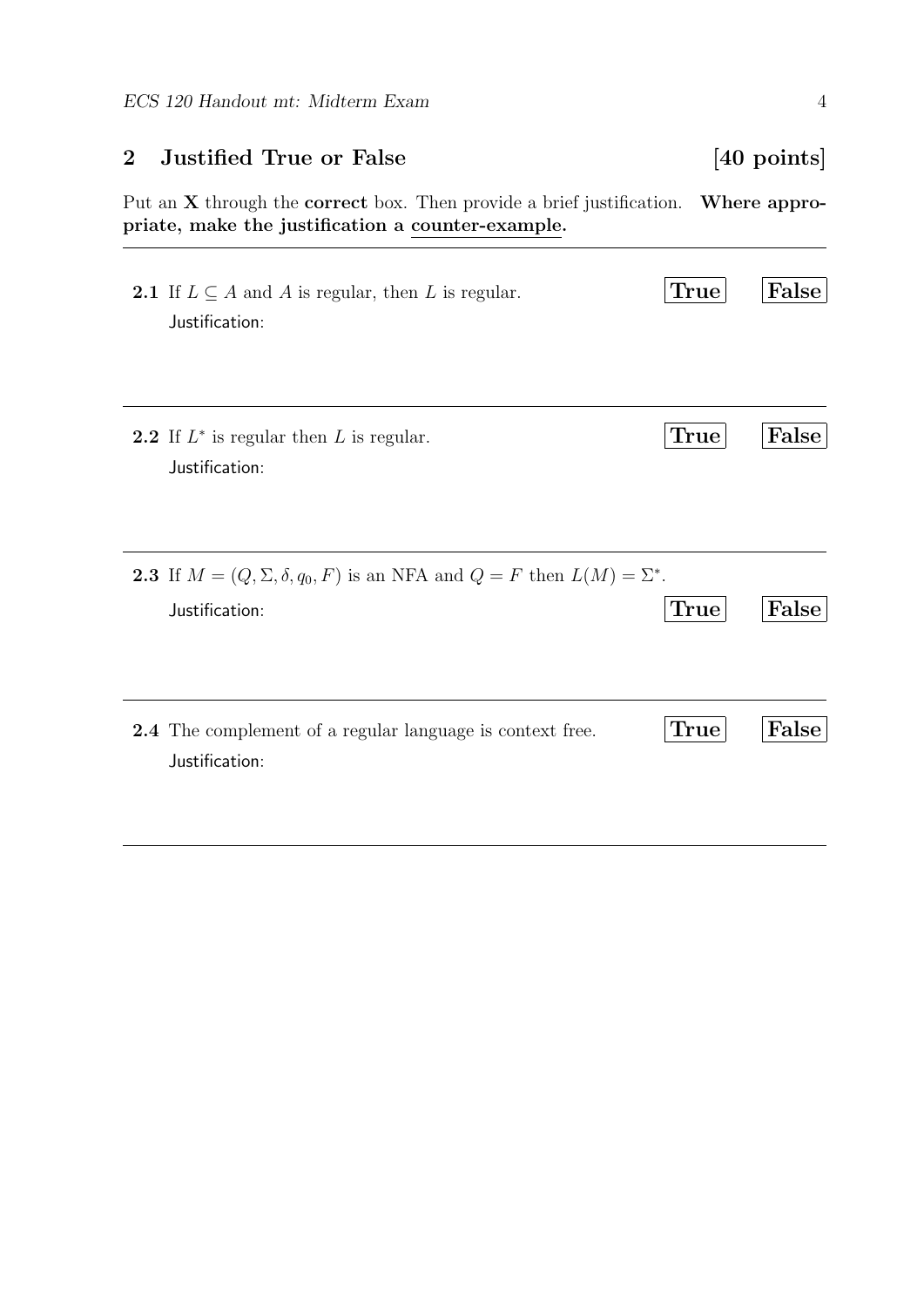## 2 Justified True or False [40 points]

Put an **X** through the **correct** box. Then provide a brief justification. **Where appropriate, make the justification a counter-example.**

---

**2.1** If $L \subseteq A$ and $A$ is regular, then $L$ is regular. **True** **False**

Justification:

---

**2.2** If $L^*$ is regular then $L$ is regular. **True** **False**

Justification:

---

**2.3** If $M = (Q, \Sigma, \delta, q_0, F)$ is an NFA and $Q = F$ then $L(M) = \Sigma^*$.

Justification: **True** **False**

---

**2.4** The complement of a regular language is context free. **True** **False**

Justification:

---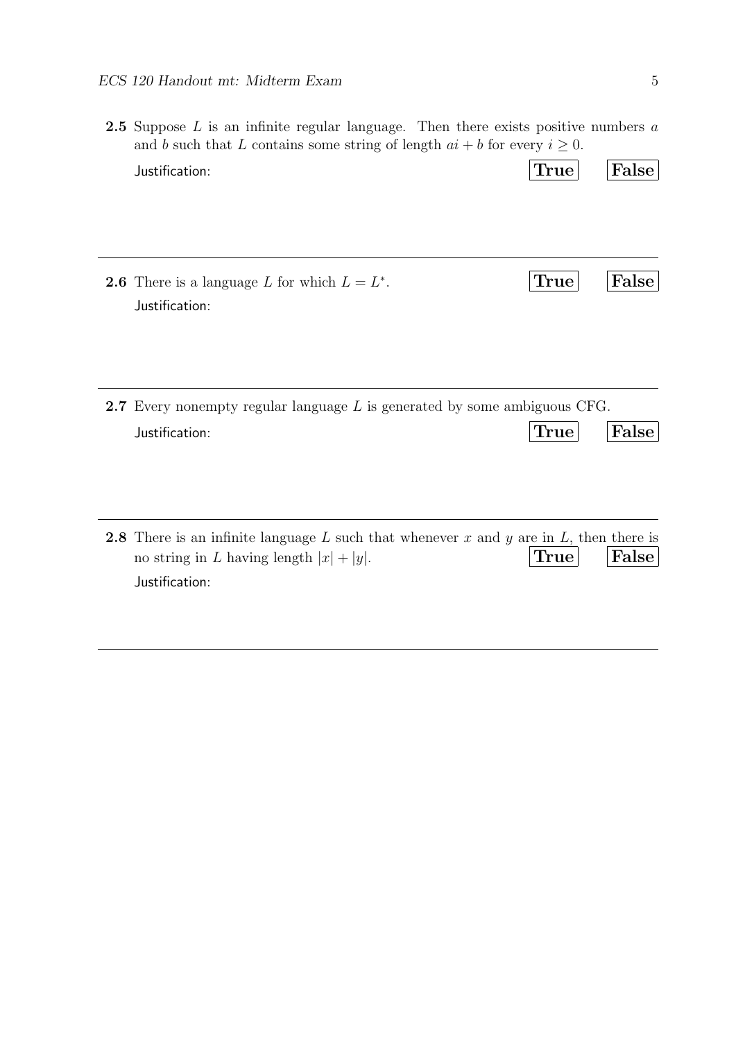**2.5** Suppose $L$ is an infinite regular language. Then there exists positive numbers $a$ and $b$ such that $L$ contains some string of length $ai + b$ for every $i \geq 0$.

Justification: **True** **False**

---

**2.6** There is a language $L$ for which $L = L^*$. **True** **False**

Justification:

---

**2.7** Every nonempty regular language $L$ is generated by some ambiguous CFG.

Justification: **True** **False**

---

**2.8** There is an infinite language $L$ such that whenever $x$ and $y$ are in $L$, then there is no string in $L$ having length $|x| + |y|$. **True** **False**

Justification:

---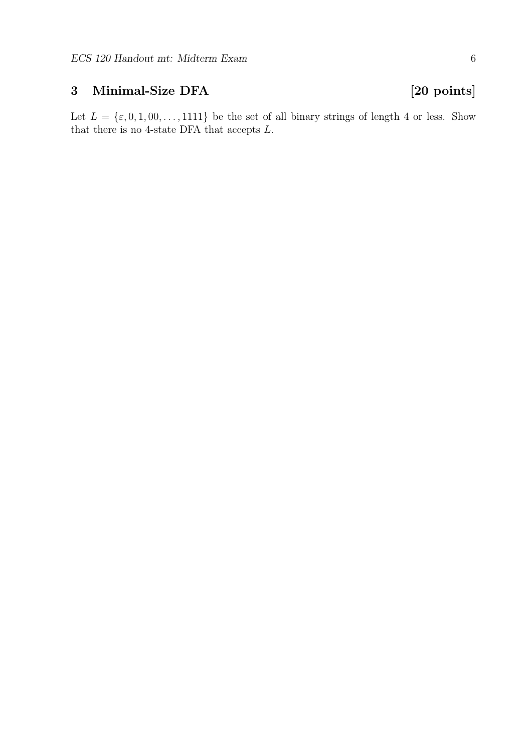## 3 Minimal-Size DFA [20 points]

Let $L = \{\varepsilon, 0, 1, 00, \ldots, 1111\}$ be the set of all binary strings of length 4 or less. Show that there is no 4-state DFA that accepts $L$.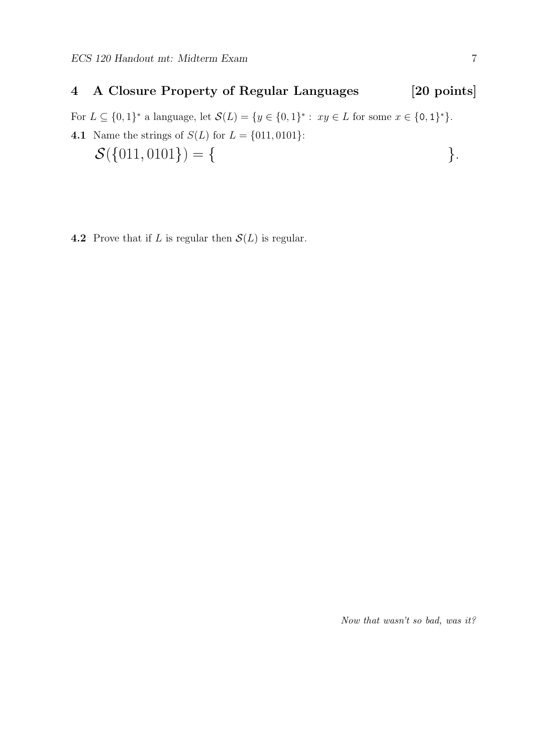## 4 A Closure Property of Regular Languages [20 points]

For $L \subseteq \{0,1\}^*$ a language, let $\mathcal{S}(L) = \{y \in \{0,1\}^* : \; xy \in L \text{ for some } x \in \{\mathtt{0},\mathtt{1}\}^*\}$.

**4.1** Name the strings of $S(L)$ for $L = \{011, 0101\}$:

$$\mathcal{S}(\{011, 0101\}) = \{ \qquad\qquad\qquad\qquad\qquad\qquad \}.$$

**4.2** Prove that if $L$ is regular then $\mathcal{S}(L)$ is regular.

*Now that wasn't so bad, was it?*